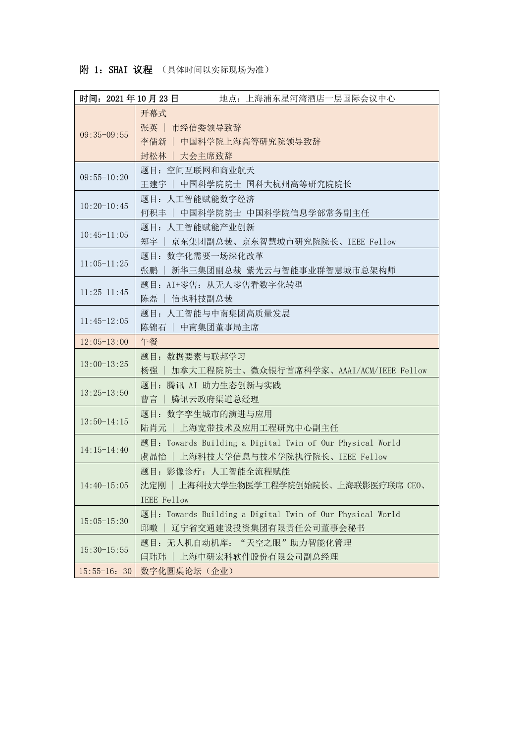**附 1：SHAI 议程** （具体时间以实际现场为准）

| 时间：2021 年 10 月 23 日 | 地点：上海浦东星河湾酒店一层国际会议中心 |
|---|---|
| 09:35-09:55 | 开幕式<br>张英 \| 市经信委领导致辞<br>李儒新 \| 中国科学院上海高等研究院领导致辞<br>封松林 \| 大会主席致辞 |
| 09:55-10:20 | 题目：空间互联网和商业航天<br>王建宇 \| 中国科学院院士 国科大杭州高等研究院院长 |
| 10:20-10:45 | 题目：人工智能赋能数字经济<br>何积丰 \| 中国科学院院士 中国科学院信息学部常务副主任 |
| 10:45-11:05 | 题目：人工智能赋能产业创新<br>郑宇 \| 京东集团副总裁、京东智慧城市研究院院长、IEEE Fellow |
| 11:05-11:25 | 题目：数字化需要一场深化改革<br>张鹏 \| 新华三集团副总裁 紫光云与智能事业群智慧城市总架构师 |
| 11:25-11:45 | 题目：AI+零售：从无人零售看数字化转型<br>陈磊 \| 信也科技副总裁 |
| 11:45-12:05 | 题目：人工智能与中南集团高质量发展<br>陈锦石 \| 中南集团董事局主席 |
| 12:05-13:00 | 午餐 |
| 13:00-13:25 | 题目：数据要素与联邦学习<br>杨强 \| 加拿大工程院院士、微众银行首席科学家、AAAI/ACM/IEEE Fellow |
| 13:25-13:50 | 题目：腾讯 AI 助力生态创新与实践<br>曹言 \| 腾讯云政府渠道总经理 |
| 13:50-14:15 | 题目：数字孪生城市的演进与应用<br>陆肖元 \| 上海宽带技术及应用工程研究中心副主任 |
| 14:15-14:40 | 题目：Towards Building a Digital Twin of Our Physical World<br>虞晶怡 \| 上海科技大学信息与技术学院执行院长、IEEE Fellow |
| 14:40-15:05 | 题目：影像诊疗：人工智能全流程赋能<br>沈定刚 \| 上海科技大学生物医学工程学院创始院长、上海联影医疗联席 CEO、IEEE Fellow |
| 15:05-15:30 | 题目：Towards Building a Digital Twin of Our Physical World<br>邱暾 \| 辽宁省交通建设投资集团有限责任公司董事会秘书 |
| 15:30-15:55 | 题目：无人机自动机库："天空之眼"助力智能化管理<br>闫玮玮 \| 上海中研宏科软件股份有限公司副总经理 |
| 15:55-16：30 | 数字化圆桌论坛（企业） |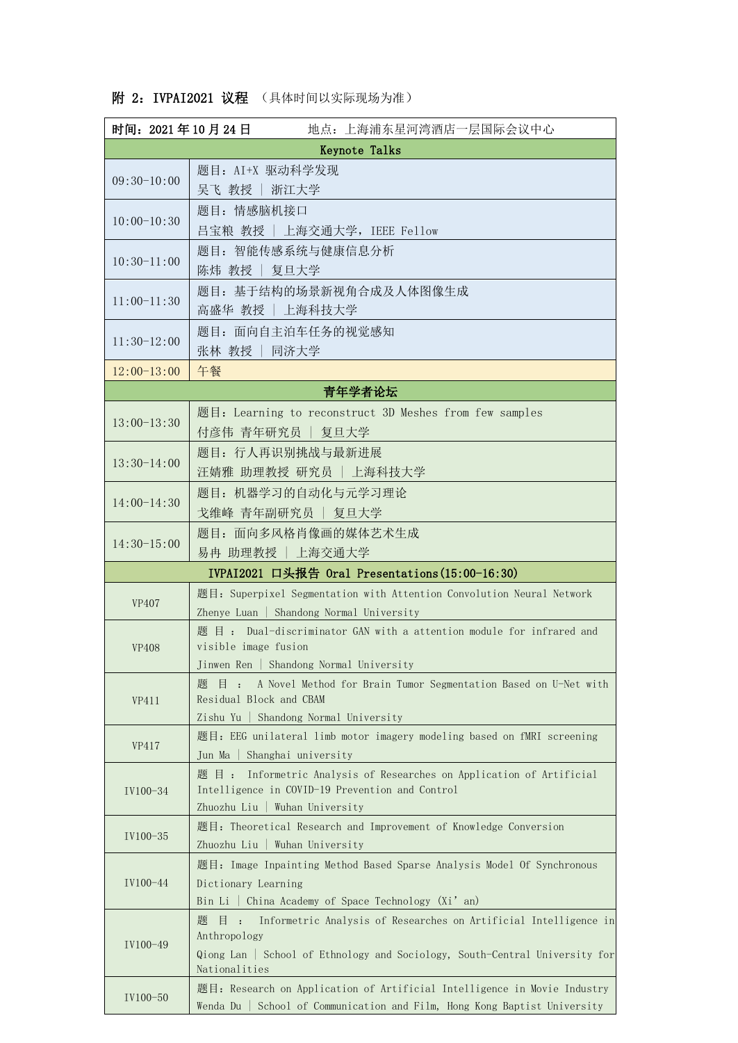**附 2：IVPAI2021 议程** （具体时间以实际现场为准）

| 时间：2021 年 10 月 24 日 | 地点：上海浦东星河湾酒店一层国际会议中心 |
|---|---|
| **Keynote Talks** | |
| 09:30-10:00 | 题目：AI+X 驱动科学发现<br>吴飞 教授 ｜ 浙江大学 |
| 10:00-10:30 | 题目：情感脑机接口<br>吕宝粮 教授 ｜ 上海交通大学，IEEE Fellow |
| 10:30-11:00 | 题目：智能传感系统与健康信息分析<br>陈炜 教授 ｜ 复旦大学 |
| 11:00-11:30 | 题目：基于结构的场景新视角合成及人体图像生成<br>高盛华 教授 ｜ 上海科技大学 |
| 11:30-12:00 | 题目：面向自主泊车任务的视觉感知<br>张林 教授 ｜ 同济大学 |
| 12:00-13:00 | 午餐 |
| **青年学者论坛** | |
| 13:00-13:30 | 题目：Learning to reconstruct 3D Meshes from few samples<br>付彦伟 青年研究员 ｜ 复旦大学 |
| 13:30-14:00 | 题目：行人再识别挑战与最新进展<br>汪婧雅 助理教授 研究员 ｜ 上海科技大学 |
| 14:00-14:30 | 题目：机器学习的自动化与元学习理论<br>戈维峰 青年副研究员 ｜ 复旦大学 |
| 14:30-15:00 | 题目：面向多风格肖像画的媒体艺术生成<br>易冉 助理教授 ｜ 上海交通大学 |
| **IVPAI2021 口头报告 Oral Presentations(15:00-16:30)** | |
| VP407 | 题目：Superpixel Segmentation with Attention Convolution Neural Network<br>Zhenye Luan ｜ Shandong Normal University |
| VP408 | 题目：Dual-discriminator GAN with a attention module for infrared and visible image fusion<br>Jinwen Ren ｜ Shandong Normal University |
| VP411 | 题目：A Novel Method for Brain Tumor Segmentation Based on U-Net with Residual Block and CBAM<br>Zishu Yu ｜ Shandong Normal University |
| VP417 | 题目：EEG unilateral limb motor imagery modeling based on fMRI screening<br>Jun Ma ｜ Shanghai university |
| IV100-34 | 题目：Informetric Analysis of Researches on Application of Artificial Intelligence in COVID-19 Prevention and Control<br>Zhuozhu Liu ｜ Wuhan University |
| IV100-35 | 题目：Theoretical Research and Improvement of Knowledge Conversion<br>Zhuozhu Liu ｜ Wuhan University |
| IV100-44 | 题目：Image Inpainting Method Based Sparse Analysis Model Of Synchronous Dictionary Learning<br>Bin Li ｜ China Academy of Space Technology (Xi' an) |
| IV100-49 | 题目：Informetric Analysis of Researches on Artificial Intelligence in Anthropology<br>Qiong Lan ｜ School of Ethnology and Sociology, South-Central University for Nationalities |
| IV100-50 | 题目：Research on Application of Artificial Intelligence in Movie Industry<br>Wenda Du ｜ School of Communication and Film, Hong Kong Baptist University |